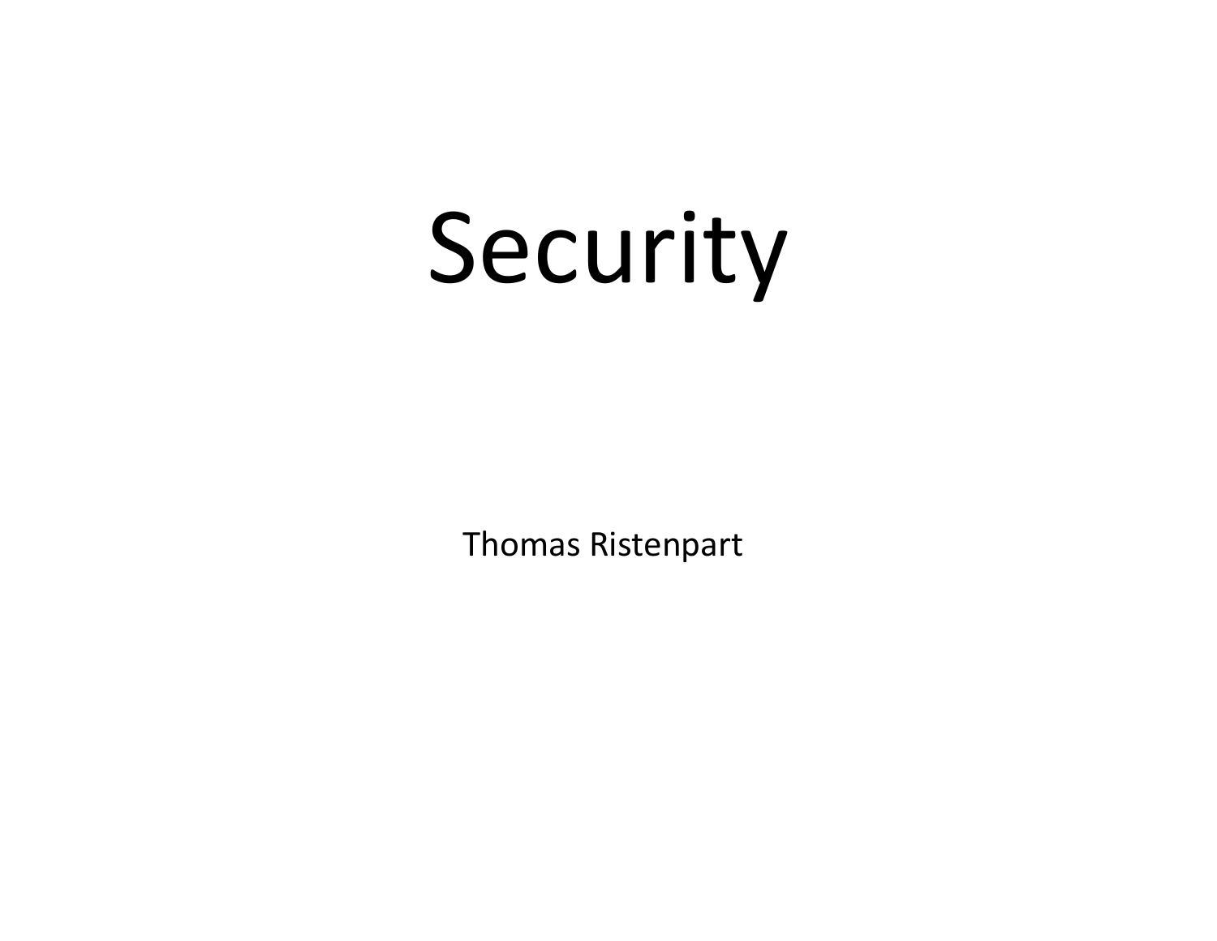# Security

Thomas Ristenpart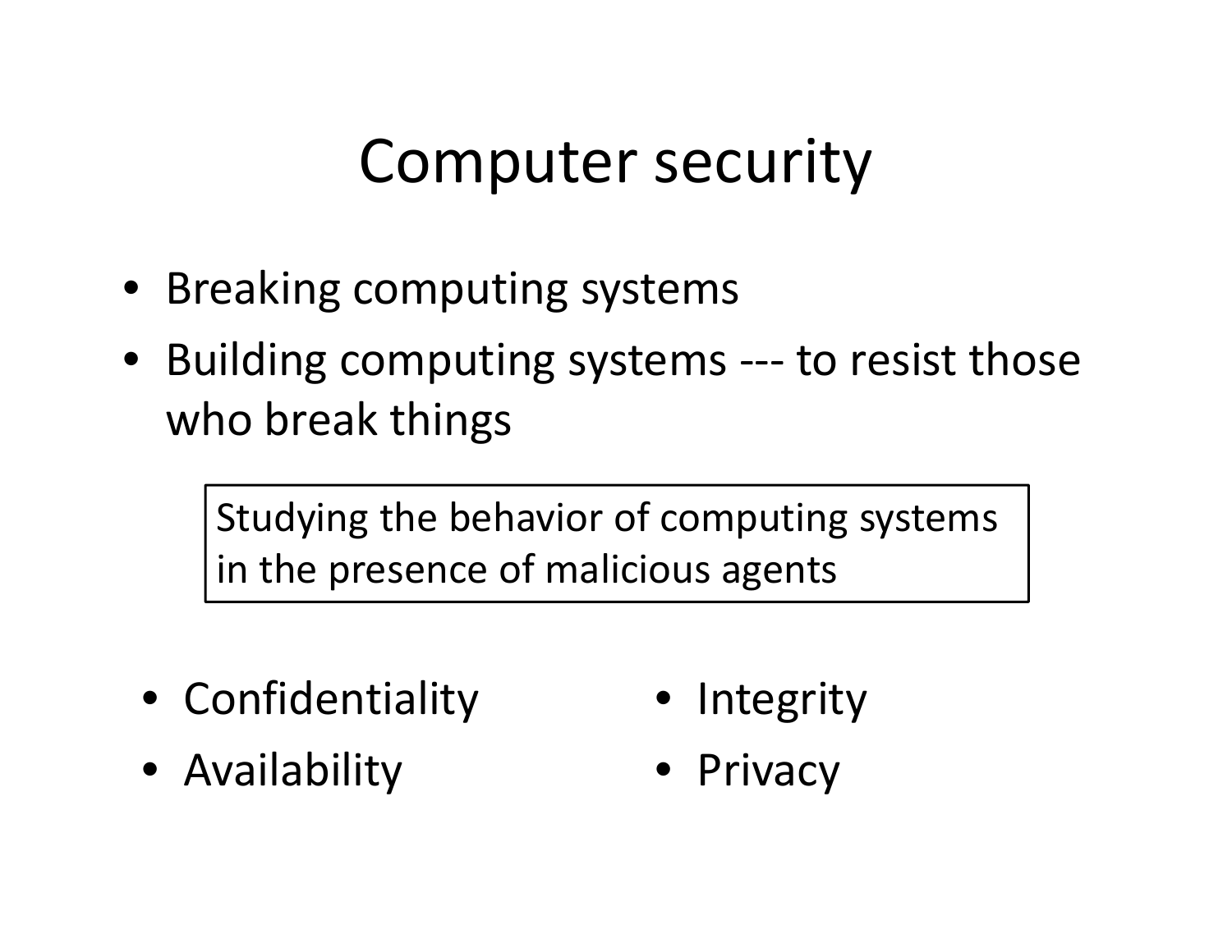# Computer security

- Breaking computing systems
- Building computing systems --- to resist those who break things

> Studying the behavior of computing systems in the presence of malicious agents

- Confidentiality
- Integrity
- Availability
- Privacy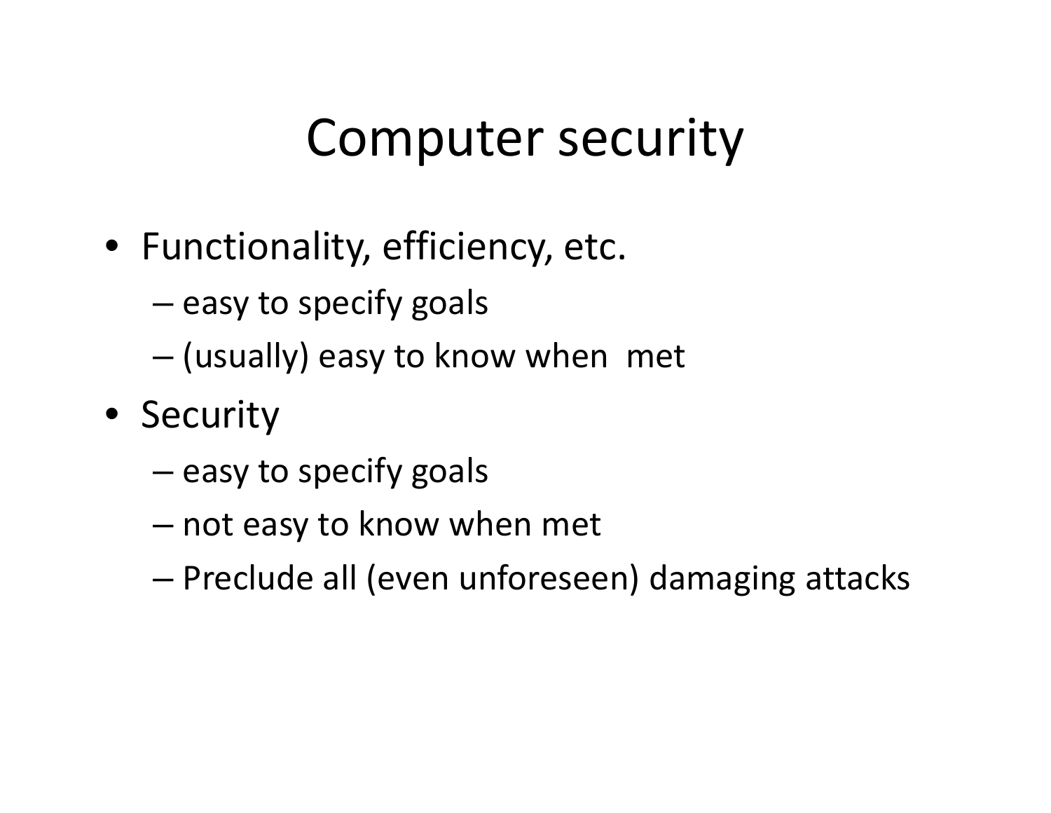# Computer security

- Functionality, efficiency, etc.
  - easy to specify goals
  - (usually) easy to know when met
- Security
  - easy to specify goals
  - not easy to know when met
  - Preclude all (even unforeseen) damaging attacks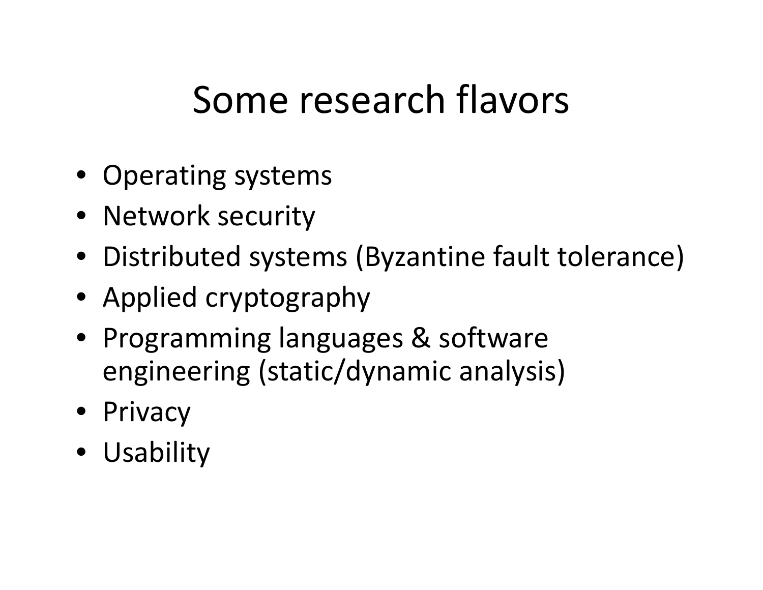# Some research flavors

- Operating systems
- Network security
- Distributed systems (Byzantine fault tolerance)
- Applied cryptography
- Programming languages & software engineering (static/dynamic analysis)
- Privacy
- Usability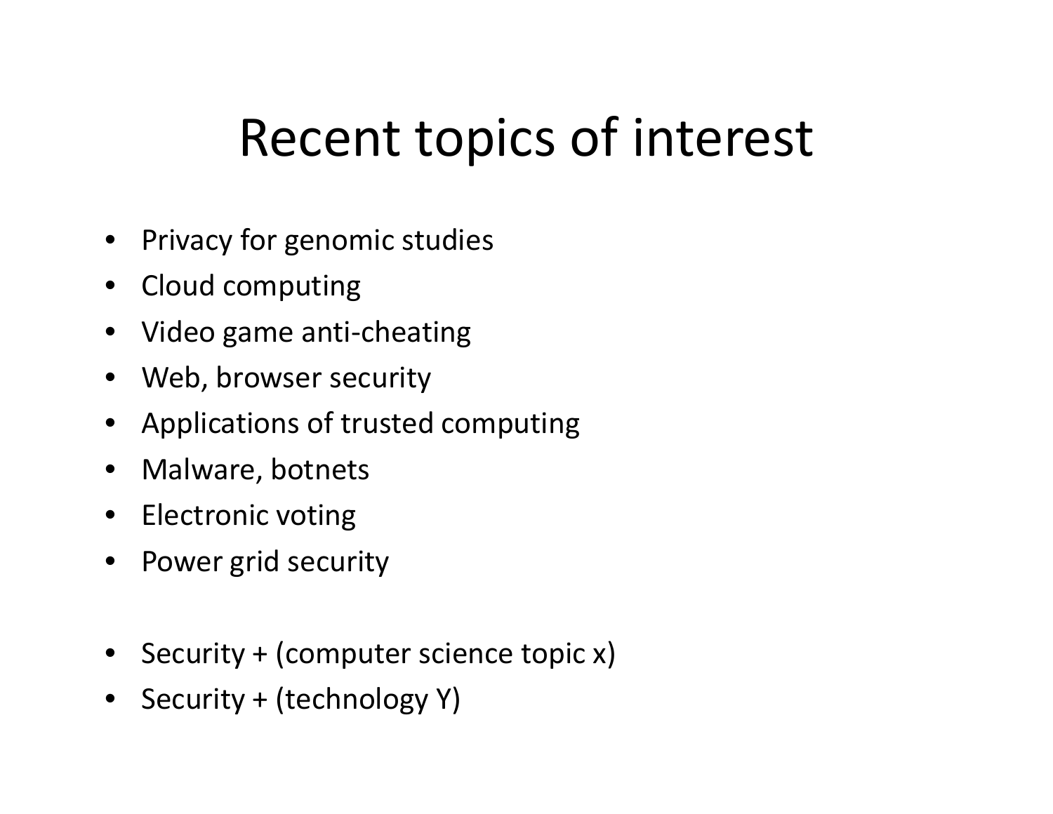# Recent topics of interest

- Privacy for genomic studies
- Cloud computing
- Video game anti-cheating
- Web, browser security
- Applications of trusted computing
- Malware, botnets
- Electronic voting
- Power grid security

- Security + (computer science topic x)
- Security + (technology Y)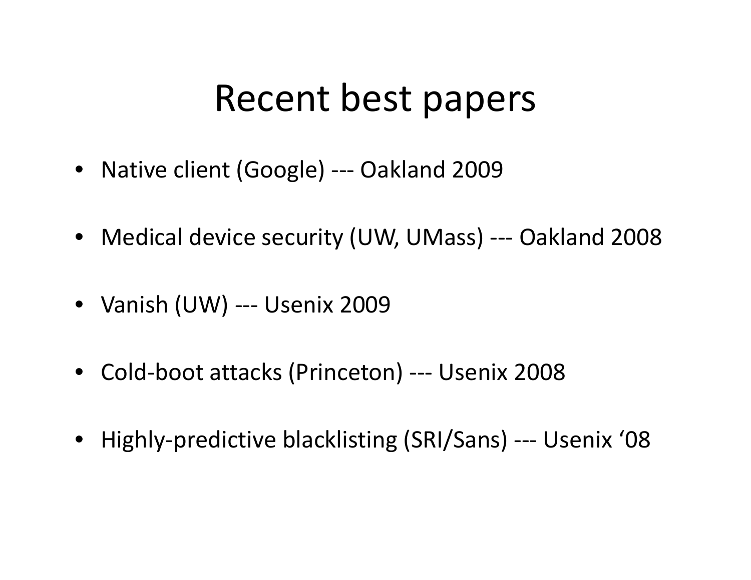# Recent best papers

- Native client (Google) --- Oakland 2009
- Medical device security (UW, UMass) --- Oakland 2008
- Vanish (UW) --- Usenix 2009
- Cold-boot attacks (Princeton) --- Usenix 2008
- Highly-predictive blacklisting (SRI/Sans) --- Usenix ‘08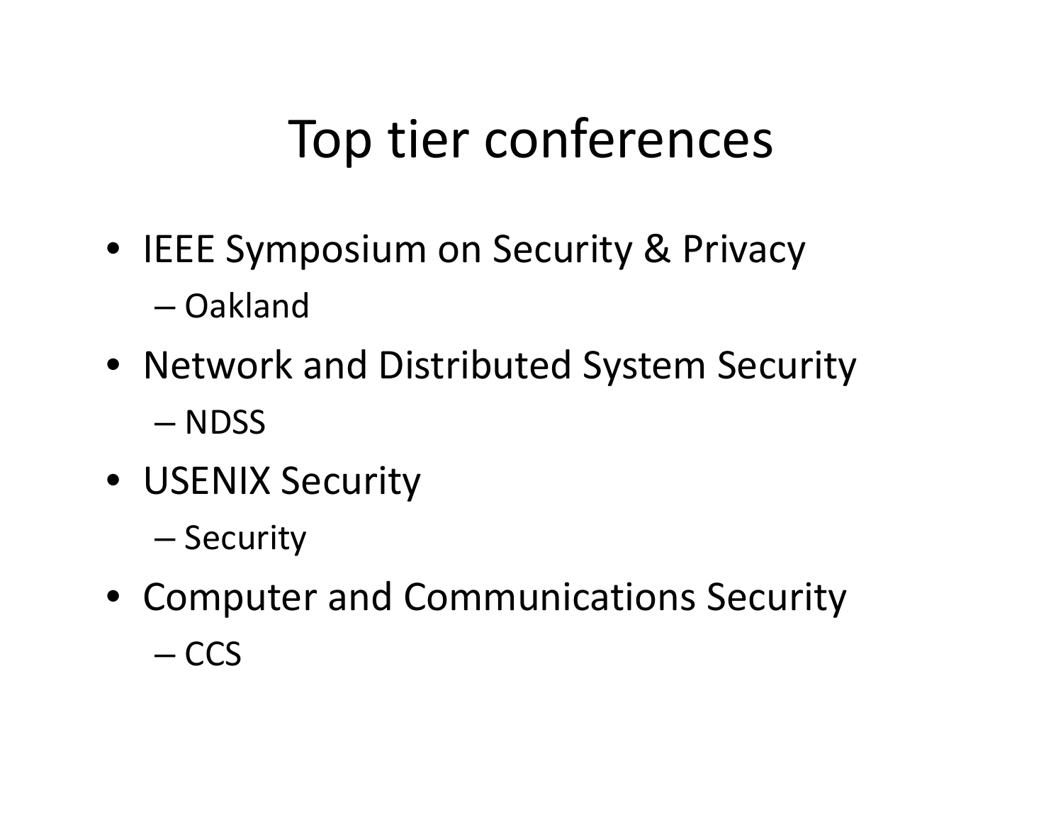# Top tier conferences

- IEEE Symposium on Security & Privacy
  - Oakland
- Network and Distributed System Security
  - NDSS
- USENIX Security
  - Security
- Computer and Communications Security
  - CCS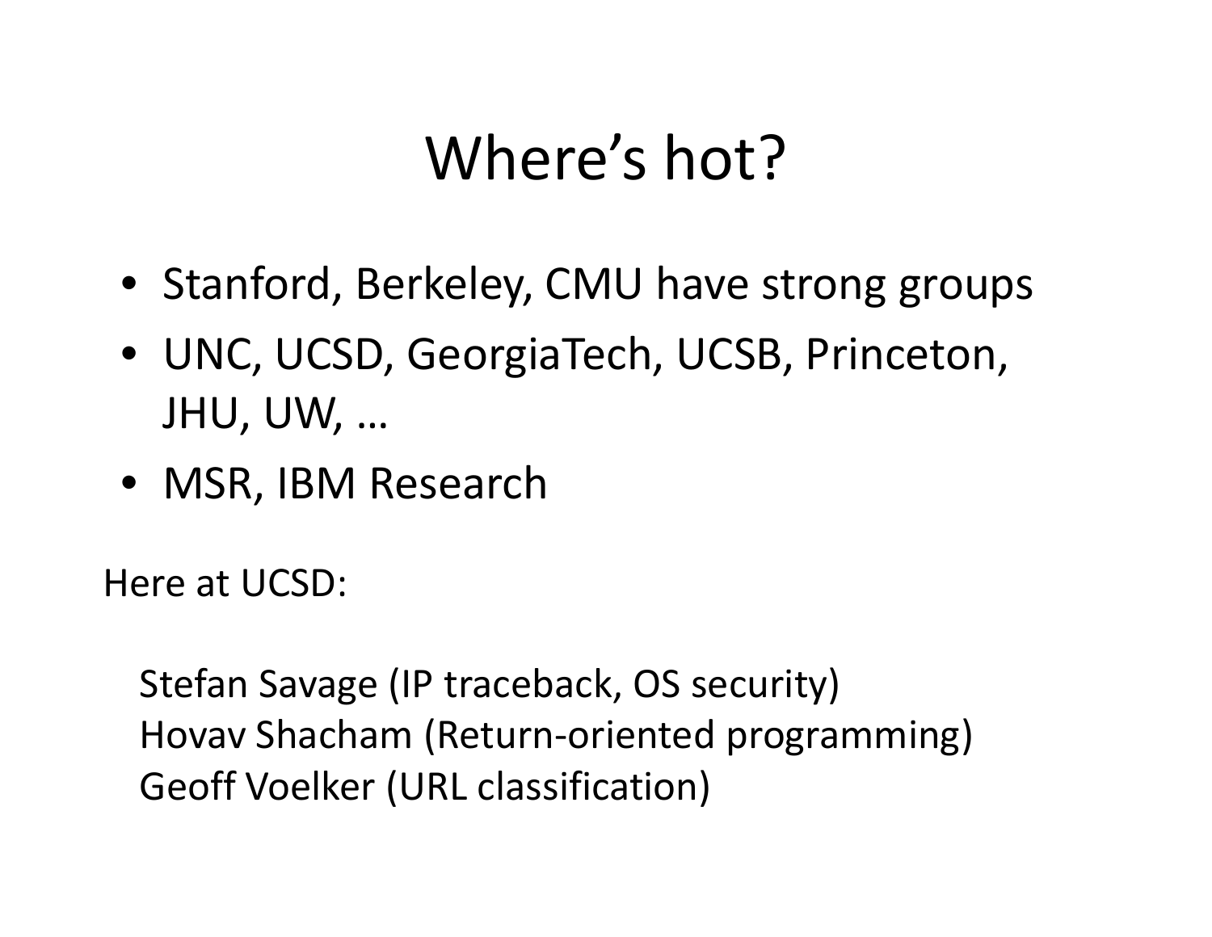# Where's hot?

- Stanford, Berkeley, CMU have strong groups
- UNC, UCSD, GeorgiaTech, UCSB, Princeton, JHU, UW, …
- MSR, IBM Research

Here at UCSD:

Stefan Savage (IP traceback, OS security)
Hovav Shacham (Return-oriented programming)
Geoff Voelker (URL classification)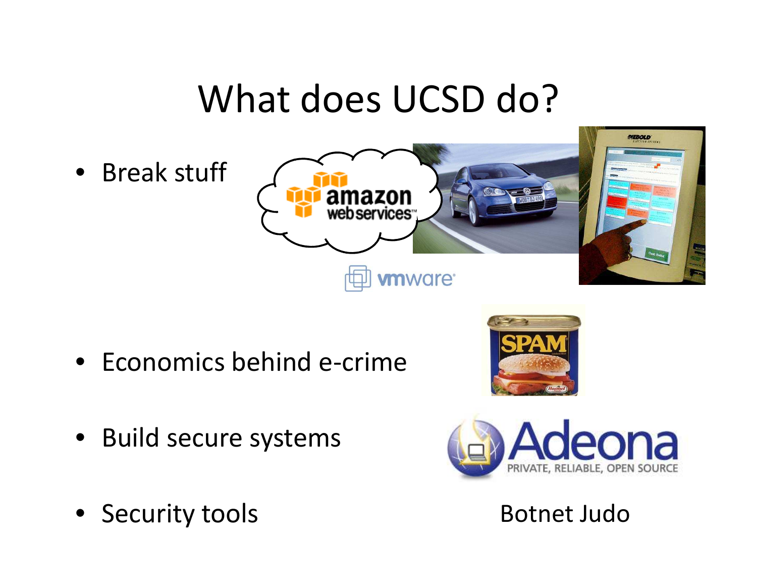# What does UCSD do?

- Break stuff
- Economics behind e-crime
- Build secure systems
- Security tools

Botnet Judo